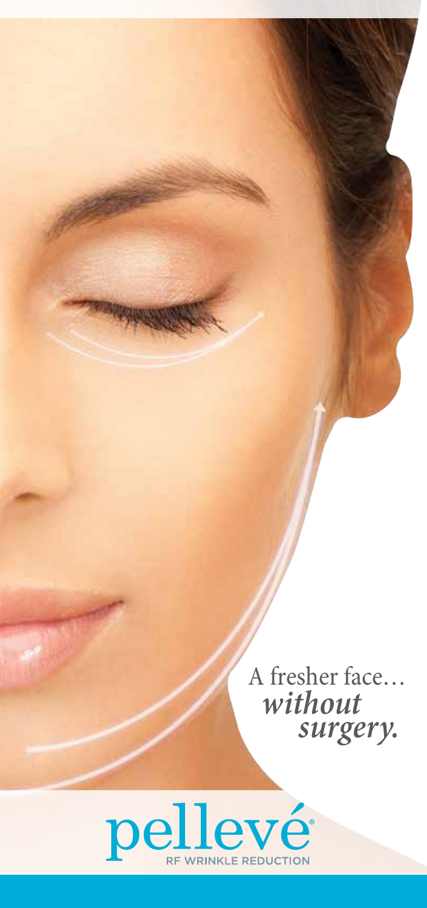A fresher face… *without surgery.*

# pellevé®

RF WRINKLE REDUCTION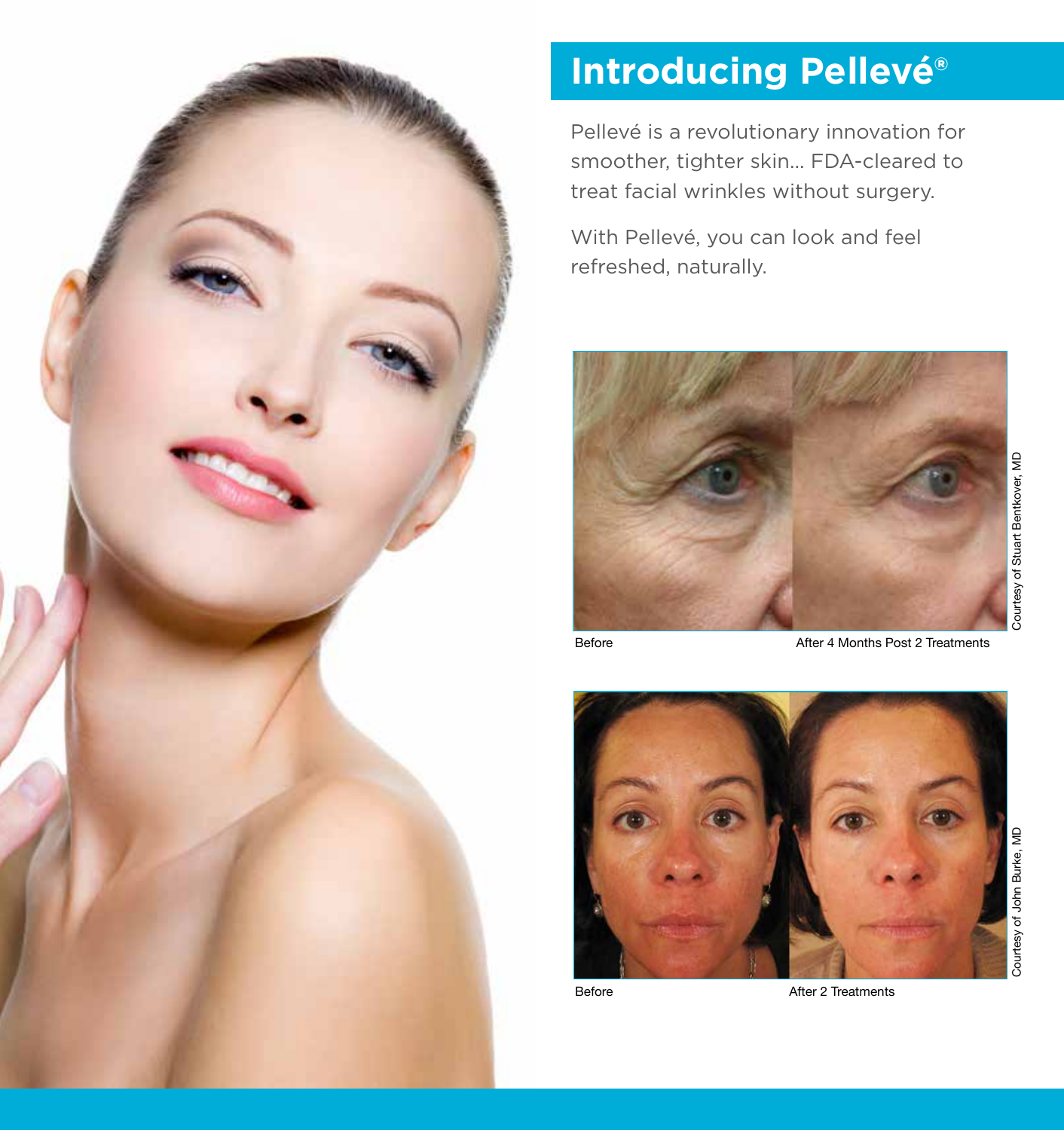# Introducing Pellevé®

Pellevé is a revolutionary innovation for smoother, tighter skin... FDA-cleared to treat facial wrinkles without surgery.

With Pellevé, you can look and feel refreshed, naturally.

Before

After 4 Months Post 2 Treatments

Courtesy of Stuart Bentkover, MD

Before

After 2 Treatments

Courtesy of John Burke, MD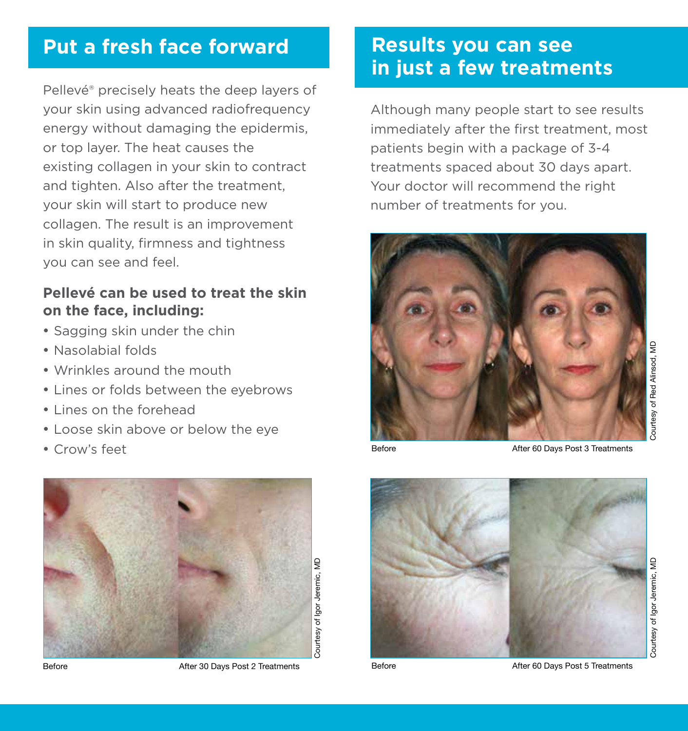## Put a fresh face forward

Pellevé® precisely heats the deep layers of your skin using advanced radiofrequency energy without damaging the epidermis, or top layer. The heat causes the existing collagen in your skin to contract and tighten. Also after the treatment, your skin will start to produce new collagen. The result is an improvement in skin quality, firmness and tightness you can see and feel.

**Pellevé can be used to treat the skin on the face, including:**

- Sagging skin under the chin
- Nasolabial folds
- Wrinkles around the mouth
- Lines or folds between the eyebrows
- Lines on the forehead
- Loose skin above or below the eye
- Crow's feet

Before — After 30 Days Post 2 Treatments

Courtesy of Igor Jeremic, MD

## Results you can see in just a few treatments

Although many people start to see results immediately after the first treatment, most patients begin with a package of 3-4 treatments spaced about 30 days apart. Your doctor will recommend the right number of treatments for you.

Before — After 60 Days Post 3 Treatments

Courtesy of Red Alinsod, MD

Before — After 60 Days Post 5 Treatments

Courtesy of Igor Jeremic, MD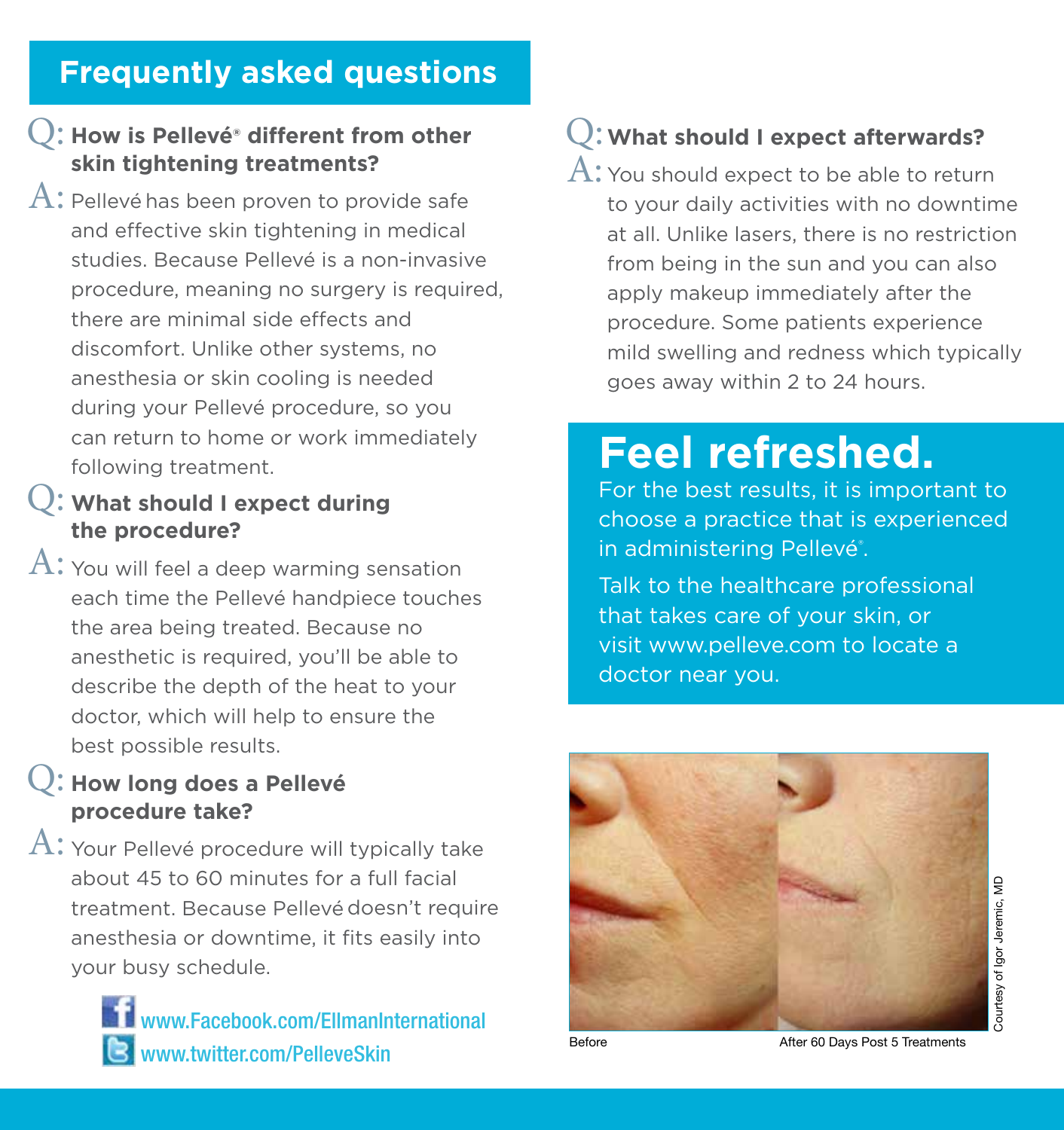## Frequently asked questions

**Q: How is Pellevé® different from other skin tightening treatments?**

A: Pellevé has been proven to provide safe and effective skin tightening in medical studies. Because Pellevé is a non-invasive procedure, meaning no surgery is required, there are minimal side effects and discomfort. Unlike other systems, no anesthesia or skin cooling is needed during your Pellevé procedure, so you can return to home or work immediately following treatment.

**Q: What should I expect during the procedure?**

A: You will feel a deep warming sensation each time the Pellevé handpiece touches the area being treated. Because no anesthetic is required, you'll be able to describe the depth of the heat to your doctor, which will help to ensure the best possible results.

**Q: How long does a Pellevé procedure take?**

A: Your Pellevé procedure will typically take about 45 to 60 minutes for a full facial treatment. Because Pellevé doesn't require anesthesia or downtime, it fits easily into your busy schedule.

www.Facebook.com/EllmanInternational
www.twitter.com/PelleveSkin

**Q: What should I expect afterwards?**

A: You should expect to be able to return to your daily activities with no downtime at all. Unlike lasers, there is no restriction from being in the sun and you can also apply makeup immediately after the procedure. Some patients experience mild swelling and redness which typically goes away within 2 to 24 hours.

# Feel refreshed.

For the best results, it is important to choose a practice that is experienced in administering Pellevé®.

Talk to the healthcare professional that takes care of your skin, or visit www.pelleve.com to locate a doctor near you.

Before | After 60 Days Post 5 Treatments

Courtesy of Igor Jeremic, MD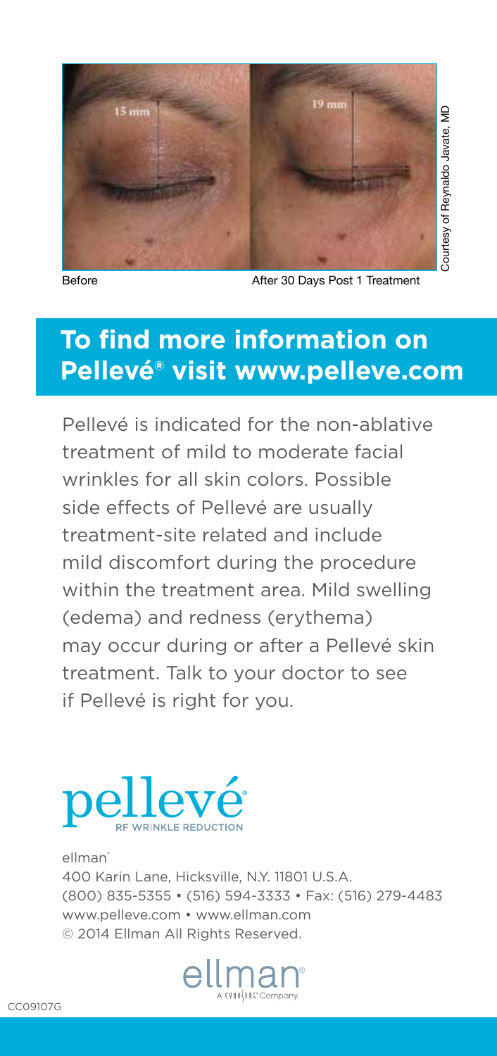15 mm

19 mm

Courtesy of Reynaldo Javate, MD

Before

After 30 Days Post 1 Treatment

## To find more information on Pellevé® visit www.pelleve.com

Pellevé is indicated for the non-ablative treatment of mild to moderate facial wrinkles for all skin colors. Possible side effects of Pellevé are usually treatment-site related and include mild discomfort during the procedure within the treatment area. Mild swelling (edema) and redness (erythema) may occur during or after a Pellevé skin treatment. Talk to your doctor to see if Pellevé is right for you.

pellevé®

RF WRINKLE REDUCTION

ellman®
400 Karin Lane, Hicksville, N.Y. 11801 U.S.A.
(800) 835-5355 • (516) 594-3333 • Fax: (516) 279-4483
www.pelleve.com • www.ellman.com
© 2014 Ellman All Rights Reserved.

ellman®
A CYNOSURE® Company

CC09107G